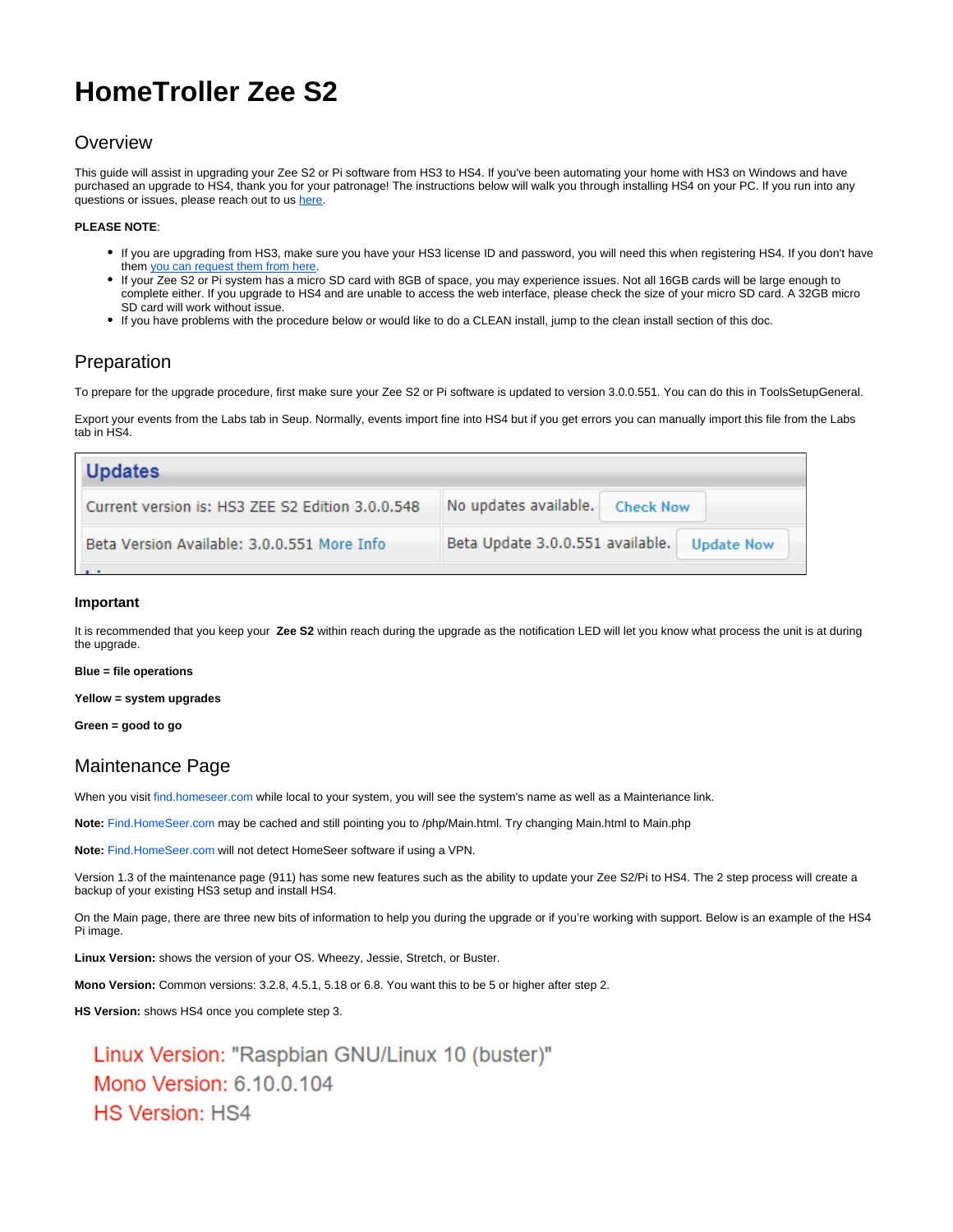# HomeTroller Zee S2

## Overview

This guide will assist in upgrading your Zee S2 or Pi software from HS3 to HS4. If you've been automating your home with HS3 on Windows and have purchased an upgrade to HS4, thank you for your patronage! The instructions below will walk you through installing HS4 on your PC. If you run into any questions or issues, please reach out to us [here](#).

**PLEASE NOTE**:

- If you are upgrading from HS3, make sure you have your HS3 license ID and password, you will need this when registering HS4. If you don't have them [you can request them from here](#).
- If your Zee S2 or Pi system has a micro SD card with 8GB of space, you may experience issues. Not all 16GB cards will be large enough to complete either. If you upgrade to HS4 and are unable to access the web interface, please check the size of your micro SD card. A 32GB micro SD card will work without issue.
- If you have problems with the procedure below or would like to do a CLEAN install, jump to the clean install section of this doc.

## Preparation

To prepare for the upgrade procedure, first make sure your Zee S2 or Pi software is updated to version 3.0.0.551. You can do this in ToolsSetupGeneral.

Export your events from the Labs tab in Seup. Normally, events import fine into HS4 but if you get errors you can manually import this file from the Labs tab in HS4.

| Updates | |
|---|---|
| Current version is: HS3 ZEE S2 Edition 3.0.0.548 | No updates available. Check Now |
| Beta Version Available: 3.0.0.551 More Info | Beta Update 3.0.0.551 available. Update Now |

### Important

It is recommended that you keep your **Zee S2** within reach during the upgrade as the notification LED will let you know what process the unit is at during the upgrade.

**Blue = file operations**

**Yellow = system upgrades**

**Green = good to go**

## Maintenance Page

When you visit find.homeseer.com while local to your system, you will see the system's name as well as a Maintenance link.

**Note:** Find.HomeSeer.com may be cached and still pointing you to /php/Main.html. Try changing Main.html to Main.php

**Note:** Find.HomeSeer.com will not detect HomeSeer software if using a VPN.

Version 1.3 of the maintenance page (911) has some new features such as the ability to update your Zee S2/Pi to HS4. The 2 step process will create a backup of your existing HS3 setup and install HS4.

On the Main page, there are three new bits of information to help you during the upgrade or if you're working with support. Below is an example of the HS4 Pi image.

**Linux Version:** shows the version of your OS. Wheezy, Jessie, Stretch, or Buster.

**Mono Version:** Common versions: 3.2.8, 4.5.1, 5.18 or 6.8. You want this to be 5 or higher after step 2.

**HS Version:** shows HS4 once you complete step 3.

Linux Version: "Raspbian GNU/Linux 10 (buster)"
Mono Version: 6.10.0.104
HS Version: HS4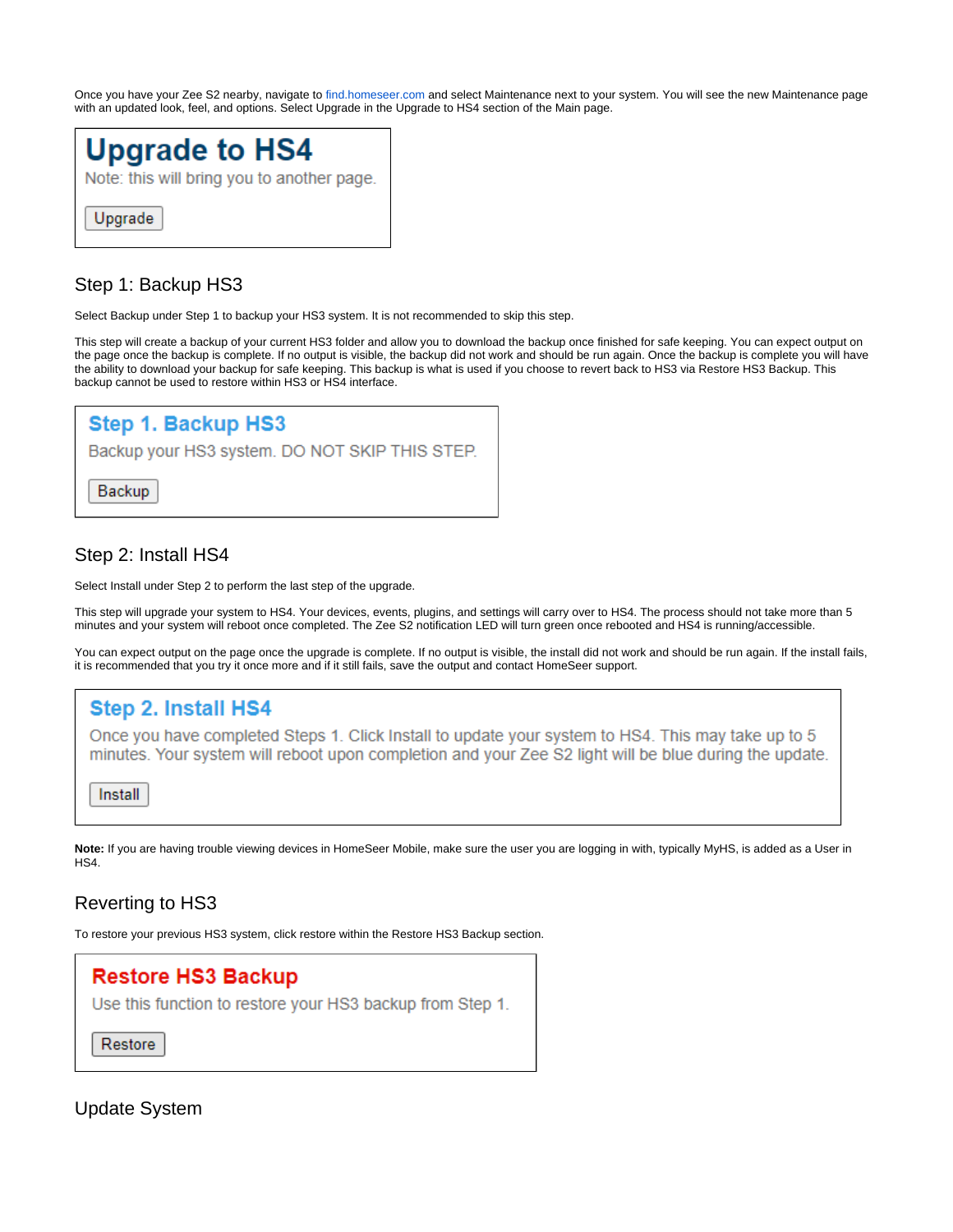Once you have your Zee S2 nearby, navigate to find.homeseer.com and select Maintenance next to your system. You will see the new Maintenance page with an updated look, feel, and options. Select Upgrade in the Upgrade to HS4 section of the Main page.

> **Upgrade to HS4**
>
> Note: this will bring you to another page.
>
> [Upgrade]

## Step 1: Backup HS3

Select Backup under Step 1 to backup your HS3 system. It is not recommended to skip this step.

This step will create a backup of your current HS3 folder and allow you to download the backup once finished for safe keeping. You can expect output on the page once the backup is complete. If no output is visible, the backup did not work and should be run again. Once the backup is complete you will have the ability to download your backup for safe keeping. This backup is what is used if you choose to revert back to HS3 via Restore HS3 Backup. This backup cannot be used to restore within HS3 or HS4 interface.

> **Step 1. Backup HS3**
>
> Backup your HS3 system. DO NOT SKIP THIS STEP.
>
> [Backup]

## Step 2: Install HS4

Select Install under Step 2 to perform the last step of the upgrade.

This step will upgrade your system to HS4. Your devices, events, plugins, and settings will carry over to HS4. The process should not take more than 5 minutes and your system will reboot once completed. The Zee S2 notification LED will turn green once rebooted and HS4 is running/accessible.

You can expect output on the page once the upgrade is complete. If no output is visible, the install did not work and should be run again. If the install fails, it is recommended that you try it once more and if it still fails, save the output and contact HomeSeer support.

> **Step 2. Install HS4**
>
> Once you have completed Steps 1. Click Install to update your system to HS4. This may take up to 5 minutes. Your system will reboot upon completion and your Zee S2 light will be blue during the update.
>
> [Install]

**Note:** If you are having trouble viewing devices in HomeSeer Mobile, make sure the user you are logging in with, typically MyHS, is added as a User in HS4.

## Reverting to HS3

To restore your previous HS3 system, click restore within the Restore HS3 Backup section.

> **Restore HS3 Backup**
>
> Use this function to restore your HS3 backup from Step 1.
>
> [Restore]

## Update System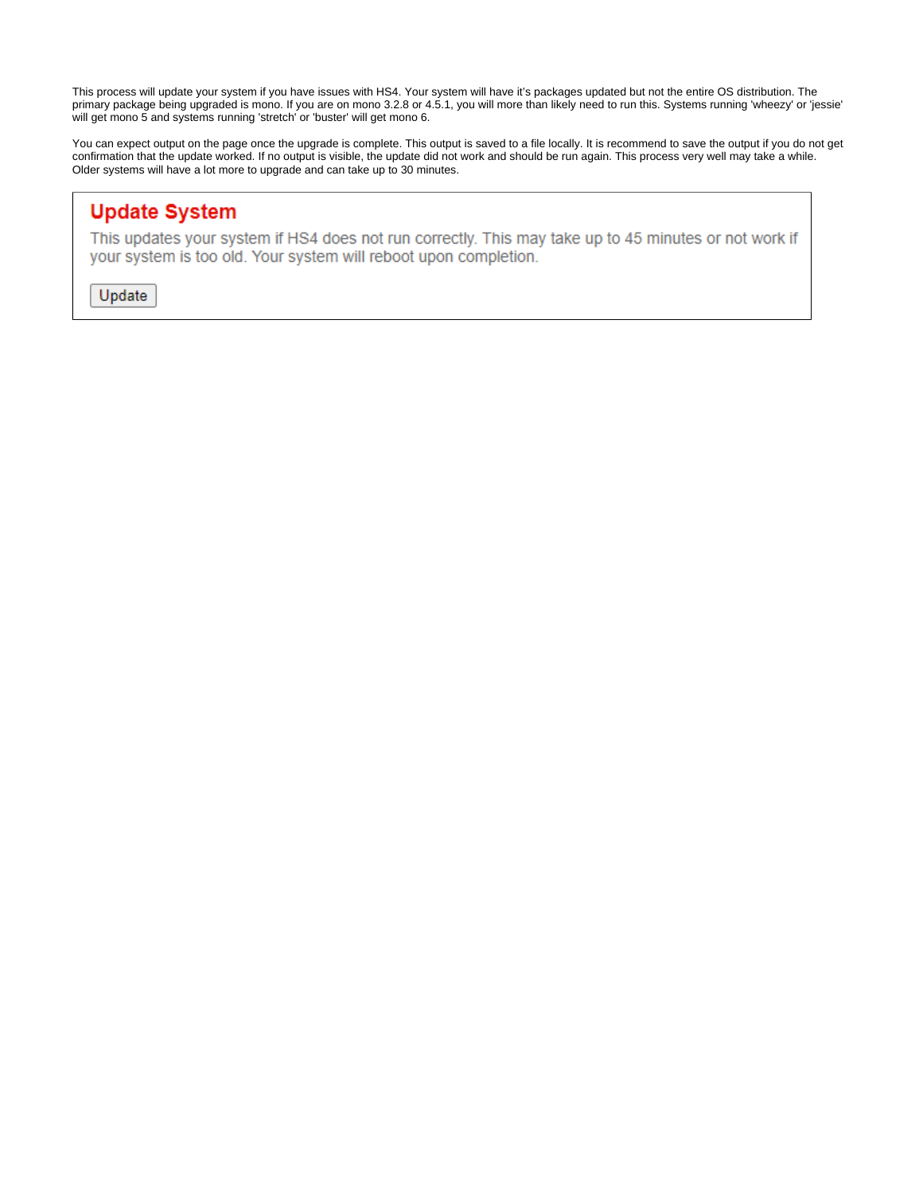This process will update your system if you have issues with HS4. Your system will have it's packages updated but not the entire OS distribution. The primary package being upgraded is mono. If you are on mono 3.2.8 or 4.5.1, you will more than likely need to run this. Systems running 'wheezy' or 'jessie' will get mono 5 and systems running 'stretch' or 'buster' will get mono 6.

You can expect output on the page once the upgrade is complete. This output is saved to a file locally. It is recommend to save the output if you do not get confirmation that the update worked. If no output is visible, the update did not work and should be run again. This process very well may take a while. Older systems will have a lot more to upgrade and can take up to 30 minutes.

## Update System

This updates your system if HS4 does not run correctly. This may take up to 45 minutes or not work if your system is too old. Your system will reboot upon completion.

Update